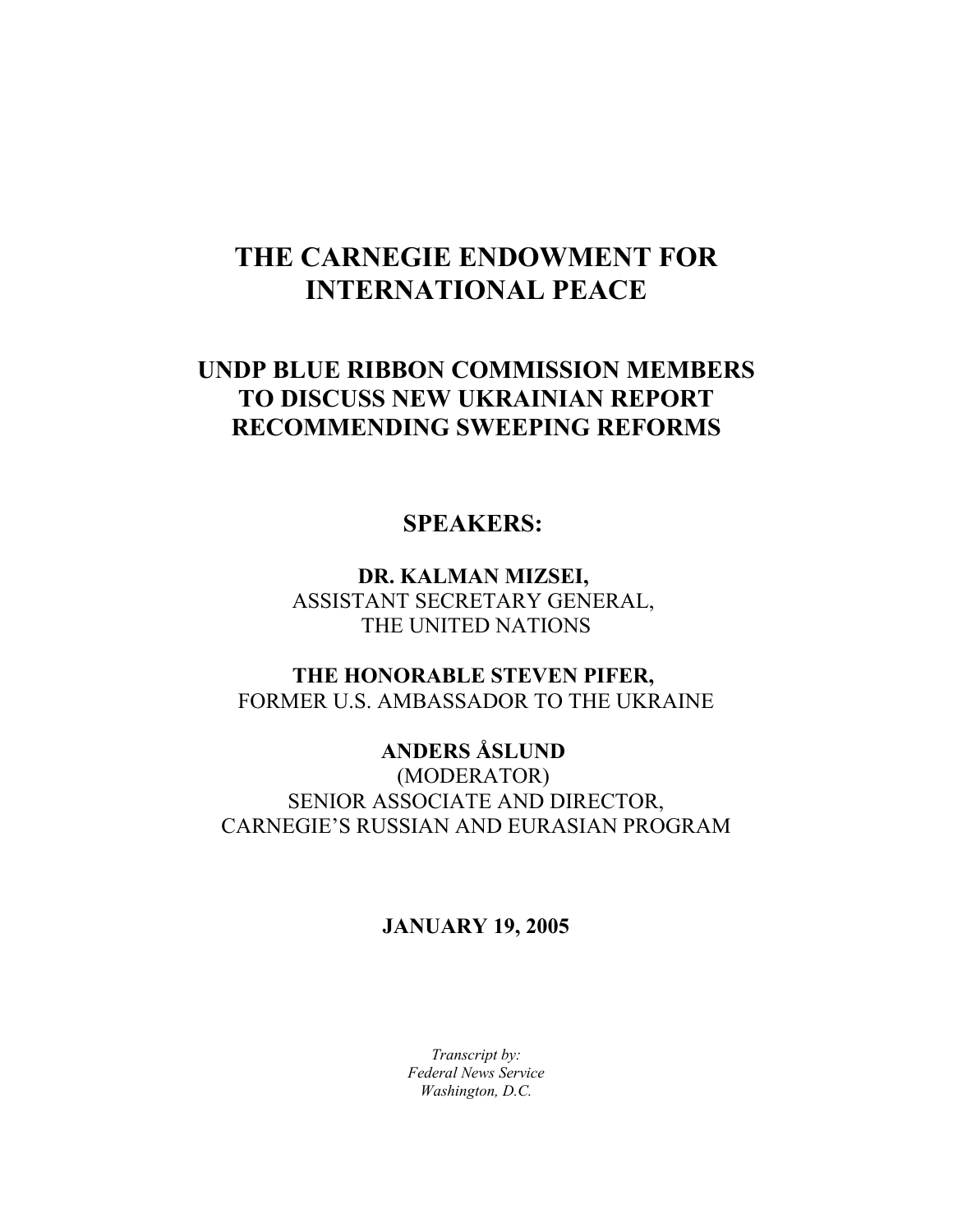# THE CARNEGIE ENDOWMENT FOR INTERNATIONAL PEACE

## UNDP BLUE RIBBON COMMISSION MEMBERS TO DISCUSS NEW UKRAINIAN REPORT RECOMMENDING SWEEPING REFORMS

### SPEAKERS:

**DR. KALMAN MIZSEI,**
ASSISTANT SECRETARY GENERAL,
THE UNITED NATIONS

**THE HONORABLE STEVEN PIFER,**
FORMER U.S. AMBASSADOR TO THE UKRAINE

**ANDERS ÅSLUND**
(MODERATOR)
SENIOR ASSOCIATE AND DIRECTOR,
CARNEGIE'S RUSSIAN AND EURASIAN PROGRAM

**JANUARY 19, 2005**

*Transcript by:*
*Federal News Service*
*Washington, D.C.*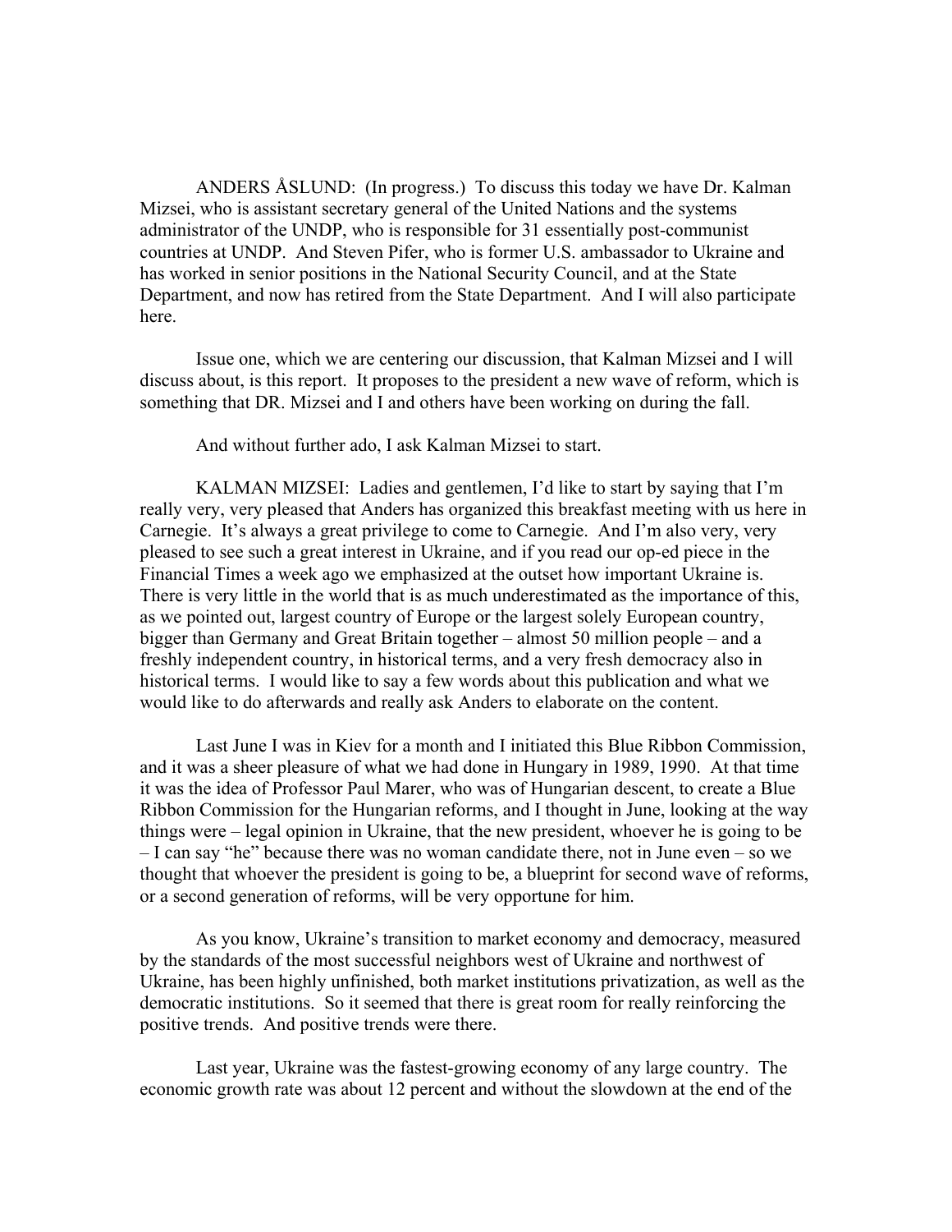ANDERS ÅSLUND: (In progress.) To discuss this today we have Dr. Kalman Mizsei, who is assistant secretary general of the United Nations and the systems administrator of the UNDP, who is responsible for 31 essentially post-communist countries at UNDP. And Steven Pifer, who is former U.S. ambassador to Ukraine and has worked in senior positions in the National Security Council, and at the State Department, and now has retired from the State Department. And I will also participate here.

Issue one, which we are centering our discussion, that Kalman Mizsei and I will discuss about, is this report. It proposes to the president a new wave of reform, which is something that DR. Mizsei and I and others have been working on during the fall.

And without further ado, I ask Kalman Mizsei to start.

KALMAN MIZSEI: Ladies and gentlemen, I'd like to start by saying that I'm really very, very pleased that Anders has organized this breakfast meeting with us here in Carnegie. It's always a great privilege to come to Carnegie. And I'm also very, very pleased to see such a great interest in Ukraine, and if you read our op-ed piece in the Financial Times a week ago we emphasized at the outset how important Ukraine is. There is very little in the world that is as much underestimated as the importance of this, as we pointed out, largest country of Europe or the largest solely European country, bigger than Germany and Great Britain together – almost 50 million people – and a freshly independent country, in historical terms, and a very fresh democracy also in historical terms. I would like to say a few words about this publication and what we would like to do afterwards and really ask Anders to elaborate on the content.

Last June I was in Kiev for a month and I initiated this Blue Ribbon Commission, and it was a sheer pleasure of what we had done in Hungary in 1989, 1990. At that time it was the idea of Professor Paul Marer, who was of Hungarian descent, to create a Blue Ribbon Commission for the Hungarian reforms, and I thought in June, looking at the way things were – legal opinion in Ukraine, that the new president, whoever he is going to be – I can say "he" because there was no woman candidate there, not in June even – so we thought that whoever the president is going to be, a blueprint for second wave of reforms, or a second generation of reforms, will be very opportune for him.

As you know, Ukraine's transition to market economy and democracy, measured by the standards of the most successful neighbors west of Ukraine and northwest of Ukraine, has been highly unfinished, both market institutions privatization, as well as the democratic institutions. So it seemed that there is great room for really reinforcing the positive trends. And positive trends were there.

Last year, Ukraine was the fastest-growing economy of any large country. The economic growth rate was about 12 percent and without the slowdown at the end of the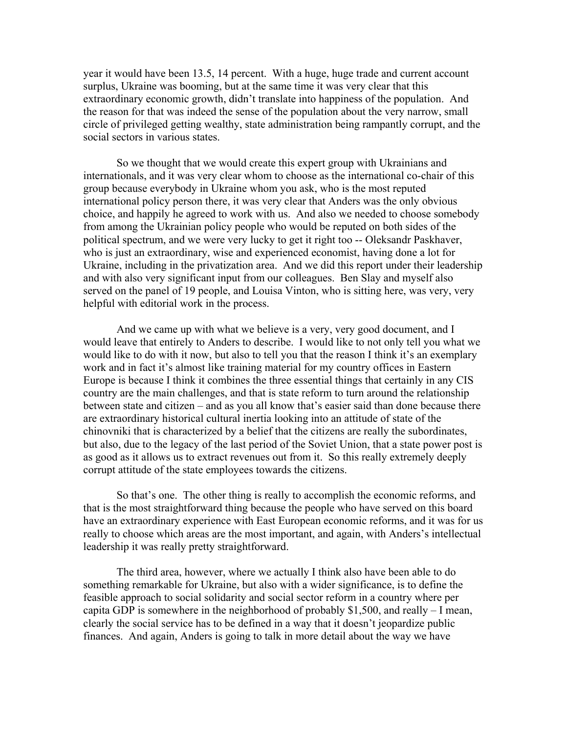year it would have been 13.5, 14 percent. With a huge, huge trade and current account surplus, Ukraine was booming, but at the same time it was very clear that this extraordinary economic growth, didn't translate into happiness of the population. And the reason for that was indeed the sense of the population about the very narrow, small circle of privileged getting wealthy, state administration being rampantly corrupt, and the social sectors in various states.

So we thought that we would create this expert group with Ukrainians and internationals, and it was very clear whom to choose as the international co-chair of this group because everybody in Ukraine whom you ask, who is the most reputed international policy person there, it was very clear that Anders was the only obvious choice, and happily he agreed to work with us. And also we needed to choose somebody from among the Ukrainian policy people who would be reputed on both sides of the political spectrum, and we were very lucky to get it right too -- Oleksandr Paskhaver, who is just an extraordinary, wise and experienced economist, having done a lot for Ukraine, including in the privatization area. And we did this report under their leadership and with also very significant input from our colleagues. Ben Slay and myself also served on the panel of 19 people, and Louisa Vinton, who is sitting here, was very, very helpful with editorial work in the process.

And we came up with what we believe is a very, very good document, and I would leave that entirely to Anders to describe. I would like to not only tell you what we would like to do with it now, but also to tell you that the reason I think it's an exemplary work and in fact it's almost like training material for my country offices in Eastern Europe is because I think it combines the three essential things that certainly in any CIS country are the main challenges, and that is state reform to turn around the relationship between state and citizen – and as you all know that's easier said than done because there are extraordinary historical cultural inertia looking into an attitude of state of the chinovniki that is characterized by a belief that the citizens are really the subordinates, but also, due to the legacy of the last period of the Soviet Union, that a state power post is as good as it allows us to extract revenues out from it. So this really extremely deeply corrupt attitude of the state employees towards the citizens.

So that's one. The other thing is really to accomplish the economic reforms, and that is the most straightforward thing because the people who have served on this board have an extraordinary experience with East European economic reforms, and it was for us really to choose which areas are the most important, and again, with Anders's intellectual leadership it was really pretty straightforward.

The third area, however, where we actually I think also have been able to do something remarkable for Ukraine, but also with a wider significance, is to define the feasible approach to social solidarity and social sector reform in a country where per capita GDP is somewhere in the neighborhood of probably $1,500, and really – I mean, clearly the social service has to be defined in a way that it doesn't jeopardize public finances. And again, Anders is going to talk in more detail about the way we have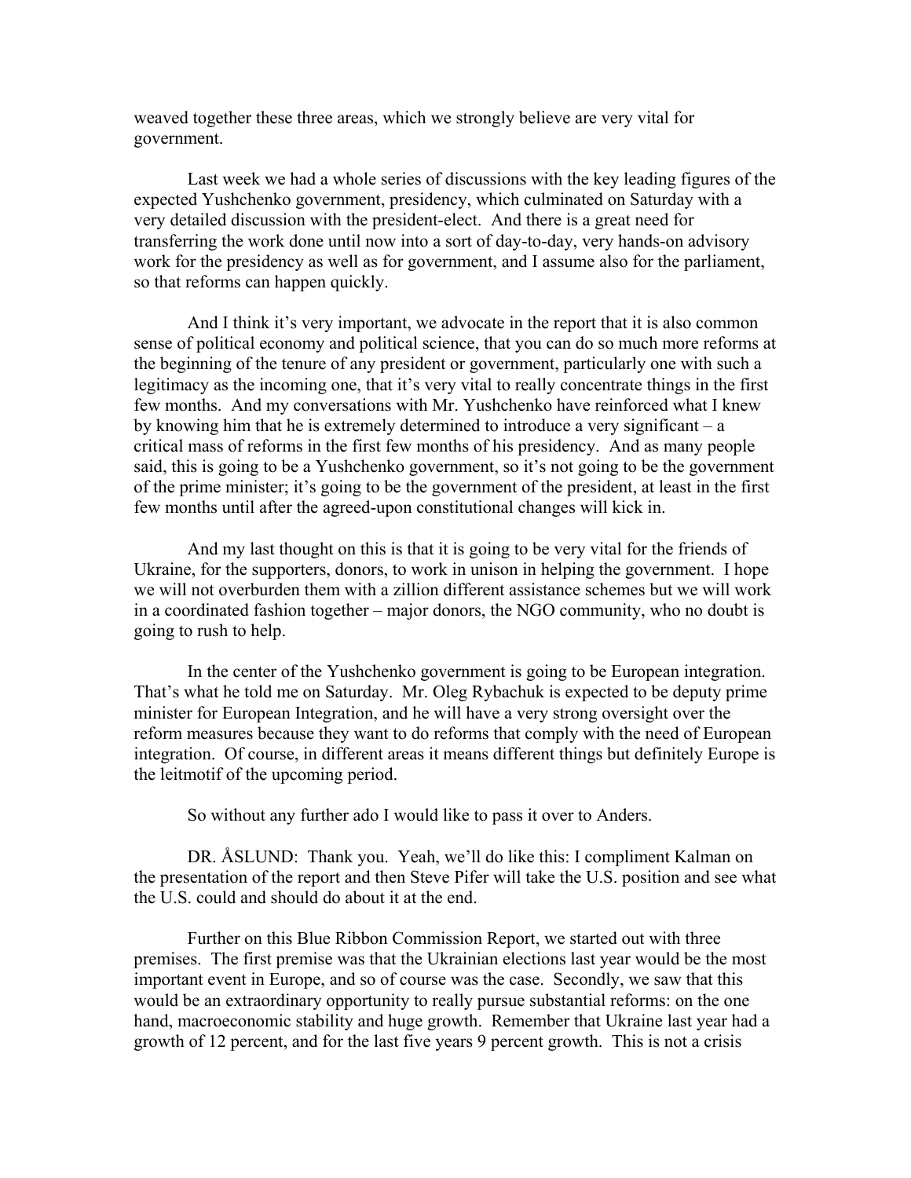weaved together these three areas, which we strongly believe are very vital for government.

Last week we had a whole series of discussions with the key leading figures of the expected Yushchenko government, presidency, which culminated on Saturday with a very detailed discussion with the president-elect. And there is a great need for transferring the work done until now into a sort of day-to-day, very hands-on advisory work for the presidency as well as for government, and I assume also for the parliament, so that reforms can happen quickly.

And I think it's very important, we advocate in the report that it is also common sense of political economy and political science, that you can do so much more reforms at the beginning of the tenure of any president or government, particularly one with such a legitimacy as the incoming one, that it's very vital to really concentrate things in the first few months. And my conversations with Mr. Yushchenko have reinforced what I knew by knowing him that he is extremely determined to introduce a very significant – a critical mass of reforms in the first few months of his presidency. And as many people said, this is going to be a Yushchenko government, so it's not going to be the government of the prime minister; it's going to be the government of the president, at least in the first few months until after the agreed-upon constitutional changes will kick in.

And my last thought on this is that it is going to be very vital for the friends of Ukraine, for the supporters, donors, to work in unison in helping the government. I hope we will not overburden them with a zillion different assistance schemes but we will work in a coordinated fashion together – major donors, the NGO community, who no doubt is going to rush to help.

In the center of the Yushchenko government is going to be European integration. That's what he told me on Saturday. Mr. Oleg Rybachuk is expected to be deputy prime minister for European Integration, and he will have a very strong oversight over the reform measures because they want to do reforms that comply with the need of European integration. Of course, in different areas it means different things but definitely Europe is the leitmotif of the upcoming period.

So without any further ado I would like to pass it over to Anders.

DR. ÅSLUND: Thank you. Yeah, we'll do like this: I compliment Kalman on the presentation of the report and then Steve Pifer will take the U.S. position and see what the U.S. could and should do about it at the end.

Further on this Blue Ribbon Commission Report, we started out with three premises. The first premise was that the Ukrainian elections last year would be the most important event in Europe, and so of course was the case. Secondly, we saw that this would be an extraordinary opportunity to really pursue substantial reforms: on the one hand, macroeconomic stability and huge growth. Remember that Ukraine last year had a growth of 12 percent, and for the last five years 9 percent growth. This is not a crisis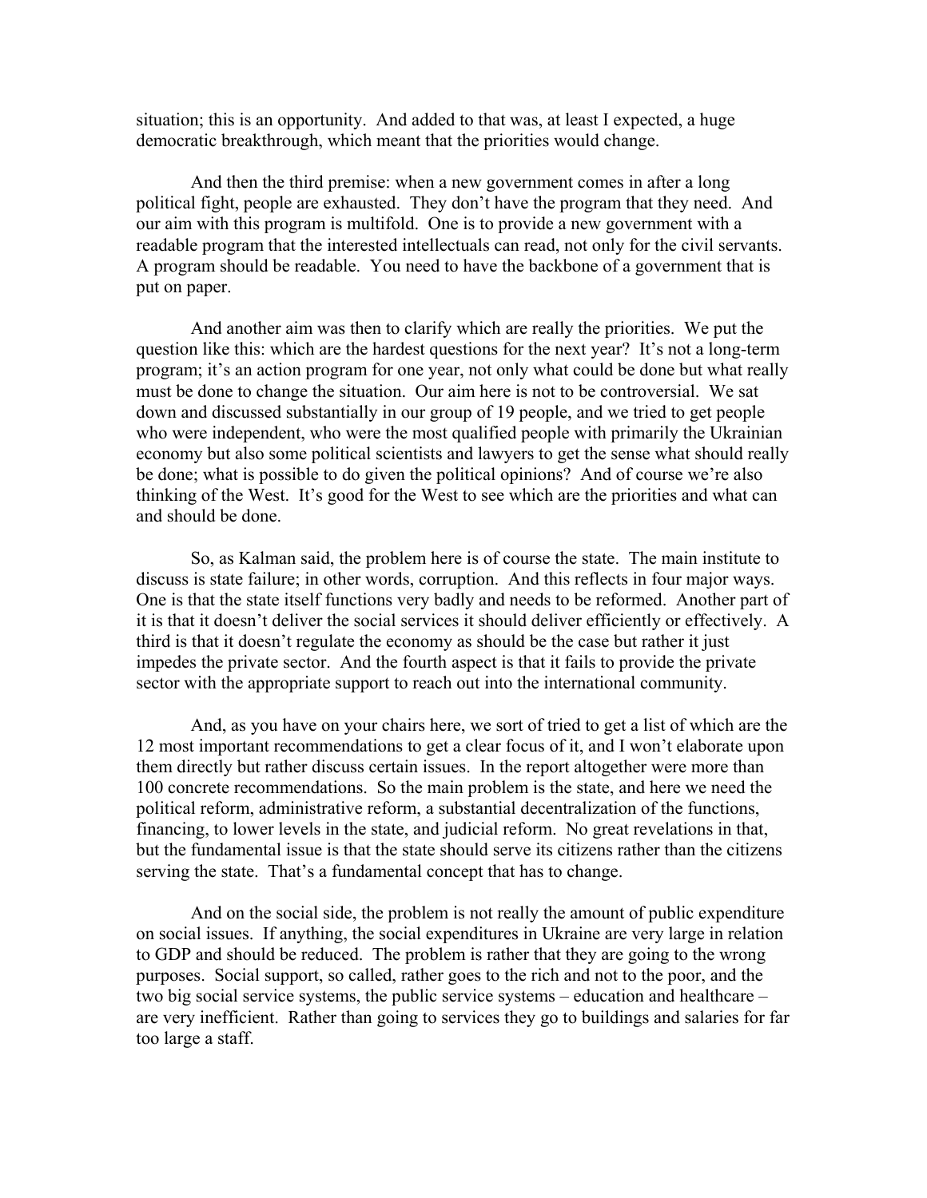situation; this is an opportunity. And added to that was, at least I expected, a huge democratic breakthrough, which meant that the priorities would change.

And then the third premise: when a new government comes in after a long political fight, people are exhausted. They don't have the program that they need. And our aim with this program is multifold. One is to provide a new government with a readable program that the interested intellectuals can read, not only for the civil servants. A program should be readable. You need to have the backbone of a government that is put on paper.

And another aim was then to clarify which are really the priorities. We put the question like this: which are the hardest questions for the next year? It's not a long-term program; it's an action program for one year, not only what could be done but what really must be done to change the situation. Our aim here is not to be controversial. We sat down and discussed substantially in our group of 19 people, and we tried to get people who were independent, who were the most qualified people with primarily the Ukrainian economy but also some political scientists and lawyers to get the sense what should really be done; what is possible to do given the political opinions? And of course we're also thinking of the West. It's good for the West to see which are the priorities and what can and should be done.

So, as Kalman said, the problem here is of course the state. The main institute to discuss is state failure; in other words, corruption. And this reflects in four major ways. One is that the state itself functions very badly and needs to be reformed. Another part of it is that it doesn't deliver the social services it should deliver efficiently or effectively. A third is that it doesn't regulate the economy as should be the case but rather it just impedes the private sector. And the fourth aspect is that it fails to provide the private sector with the appropriate support to reach out into the international community.

And, as you have on your chairs here, we sort of tried to get a list of which are the 12 most important recommendations to get a clear focus of it, and I won't elaborate upon them directly but rather discuss certain issues. In the report altogether were more than 100 concrete recommendations. So the main problem is the state, and here we need the political reform, administrative reform, a substantial decentralization of the functions, financing, to lower levels in the state, and judicial reform. No great revelations in that, but the fundamental issue is that the state should serve its citizens rather than the citizens serving the state. That's a fundamental concept that has to change.

And on the social side, the problem is not really the amount of public expenditure on social issues. If anything, the social expenditures in Ukraine are very large in relation to GDP and should be reduced. The problem is rather that they are going to the wrong purposes. Social support, so called, rather goes to the rich and not to the poor, and the two big social service systems, the public service systems – education and healthcare – are very inefficient. Rather than going to services they go to buildings and salaries for far too large a staff.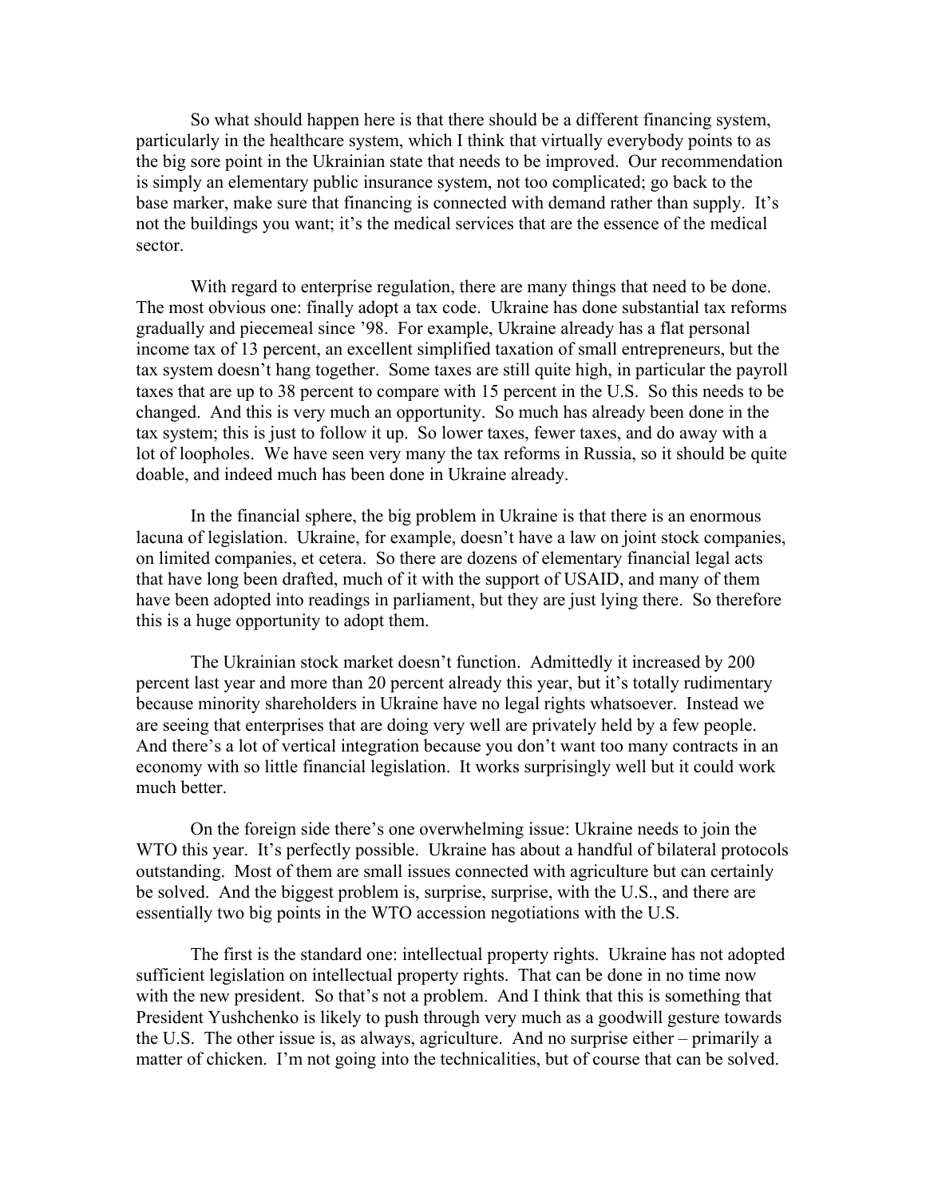So what should happen here is that there should be a different financing system, particularly in the healthcare system, which I think that virtually everybody points to as the big sore point in the Ukrainian state that needs to be improved. Our recommendation is simply an elementary public insurance system, not too complicated; go back to the base marker, make sure that financing is connected with demand rather than supply. It's not the buildings you want; it's the medical services that are the essence of the medical sector.

With regard to enterprise regulation, there are many things that need to be done. The most obvious one: finally adopt a tax code. Ukraine has done substantial tax reforms gradually and piecemeal since '98. For example, Ukraine already has a flat personal income tax of 13 percent, an excellent simplified taxation of small entrepreneurs, but the tax system doesn't hang together. Some taxes are still quite high, in particular the payroll taxes that are up to 38 percent to compare with 15 percent in the U.S. So this needs to be changed. And this is very much an opportunity. So much has already been done in the tax system; this is just to follow it up. So lower taxes, fewer taxes, and do away with a lot of loopholes. We have seen very many the tax reforms in Russia, so it should be quite doable, and indeed much has been done in Ukraine already.

In the financial sphere, the big problem in Ukraine is that there is an enormous lacuna of legislation. Ukraine, for example, doesn't have a law on joint stock companies, on limited companies, et cetera. So there are dozens of elementary financial legal acts that have long been drafted, much of it with the support of USAID, and many of them have been adopted into readings in parliament, but they are just lying there. So therefore this is a huge opportunity to adopt them.

The Ukrainian stock market doesn't function. Admittedly it increased by 200 percent last year and more than 20 percent already this year, but it's totally rudimentary because minority shareholders in Ukraine have no legal rights whatsoever. Instead we are seeing that enterprises that are doing very well are privately held by a few people. And there's a lot of vertical integration because you don't want too many contracts in an economy with so little financial legislation. It works surprisingly well but it could work much better.

On the foreign side there's one overwhelming issue: Ukraine needs to join the WTO this year. It's perfectly possible. Ukraine has about a handful of bilateral protocols outstanding. Most of them are small issues connected with agriculture but can certainly be solved. And the biggest problem is, surprise, surprise, with the U.S., and there are essentially two big points in the WTO accession negotiations with the U.S.

The first is the standard one: intellectual property rights. Ukraine has not adopted sufficient legislation on intellectual property rights. That can be done in no time now with the new president. So that's not a problem. And I think that this is something that President Yushchenko is likely to push through very much as a goodwill gesture towards the U.S. The other issue is, as always, agriculture. And no surprise either – primarily a matter of chicken. I'm not going into the technicalities, but of course that can be solved.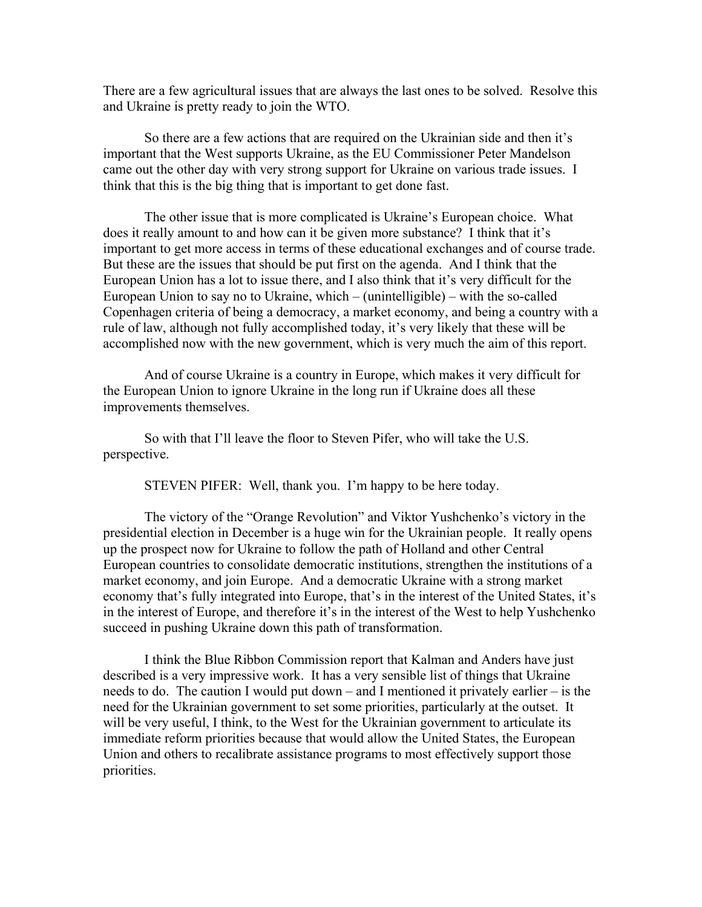There are a few agricultural issues that are always the last ones to be solved. Resolve this and Ukraine is pretty ready to join the WTO.

So there are a few actions that are required on the Ukrainian side and then it's important that the West supports Ukraine, as the EU Commissioner Peter Mandelson came out the other day with very strong support for Ukraine on various trade issues. I think that this is the big thing that is important to get done fast.

The other issue that is more complicated is Ukraine's European choice. What does it really amount to and how can it be given more substance? I think that it's important to get more access in terms of these educational exchanges and of course trade. But these are the issues that should be put first on the agenda. And I think that the European Union has a lot to issue there, and I also think that it's very difficult for the European Union to say no to Ukraine, which – (unintelligible) – with the so-called Copenhagen criteria of being a democracy, a market economy, and being a country with a rule of law, although not fully accomplished today, it's very likely that these will be accomplished now with the new government, which is very much the aim of this report.

And of course Ukraine is a country in Europe, which makes it very difficult for the European Union to ignore Ukraine in the long run if Ukraine does all these improvements themselves.

So with that I'll leave the floor to Steven Pifer, who will take the U.S. perspective.

STEVEN PIFER: Well, thank you. I'm happy to be here today.

The victory of the "Orange Revolution" and Viktor Yushchenko's victory in the presidential election in December is a huge win for the Ukrainian people. It really opens up the prospect now for Ukraine to follow the path of Holland and other Central European countries to consolidate democratic institutions, strengthen the institutions of a market economy, and join Europe. And a democratic Ukraine with a strong market economy that's fully integrated into Europe, that's in the interest of the United States, it's in the interest of Europe, and therefore it's in the interest of the West to help Yushchenko succeed in pushing Ukraine down this path of transformation.

I think the Blue Ribbon Commission report that Kalman and Anders have just described is a very impressive work. It has a very sensible list of things that Ukraine needs to do. The caution I would put down – and I mentioned it privately earlier – is the need for the Ukrainian government to set some priorities, particularly at the outset. It will be very useful, I think, to the West for the Ukrainian government to articulate its immediate reform priorities because that would allow the United States, the European Union and others to recalibrate assistance programs to most effectively support those priorities.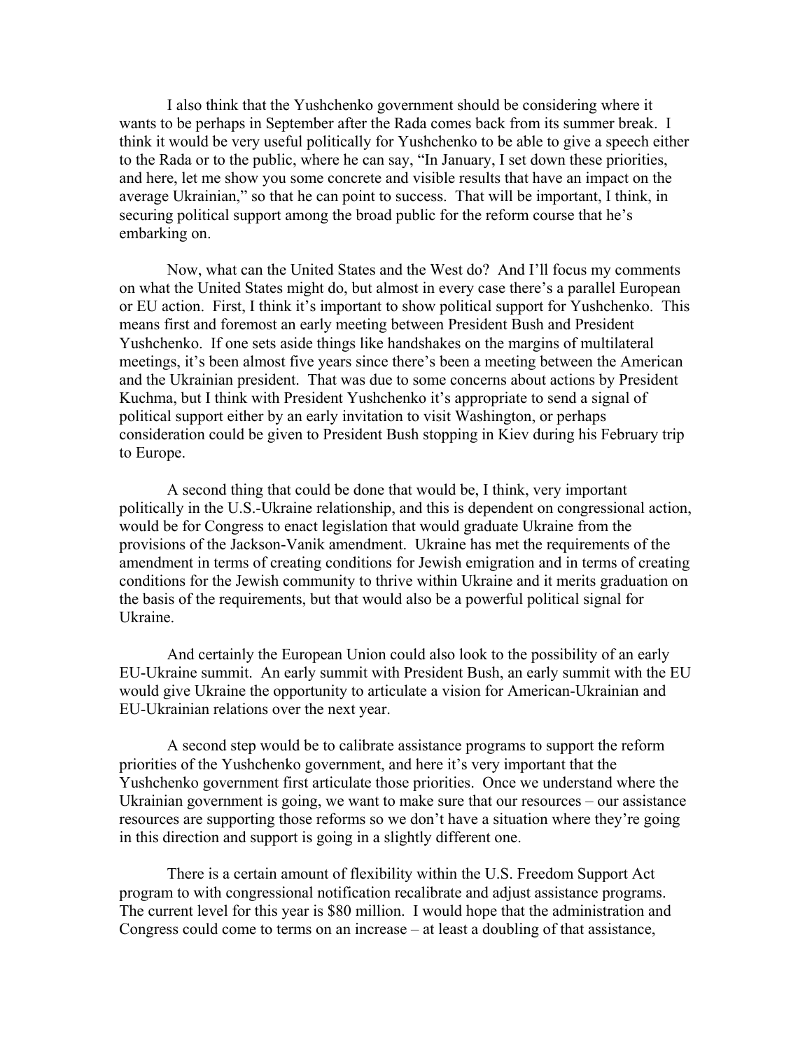I also think that the Yushchenko government should be considering where it wants to be perhaps in September after the Rada comes back from its summer break. I think it would be very useful politically for Yushchenko to be able to give a speech either to the Rada or to the public, where he can say, "In January, I set down these priorities, and here, let me show you some concrete and visible results that have an impact on the average Ukrainian," so that he can point to success. That will be important, I think, in securing political support among the broad public for the reform course that he's embarking on.

Now, what can the United States and the West do? And I'll focus my comments on what the United States might do, but almost in every case there's a parallel European or EU action. First, I think it's important to show political support for Yushchenko. This means first and foremost an early meeting between President Bush and President Yushchenko. If one sets aside things like handshakes on the margins of multilateral meetings, it's been almost five years since there's been a meeting between the American and the Ukrainian president. That was due to some concerns about actions by President Kuchma, but I think with President Yushchenko it's appropriate to send a signal of political support either by an early invitation to visit Washington, or perhaps consideration could be given to President Bush stopping in Kiev during his February trip to Europe.

A second thing that could be done that would be, I think, very important politically in the U.S.-Ukraine relationship, and this is dependent on congressional action, would be for Congress to enact legislation that would graduate Ukraine from the provisions of the Jackson-Vanik amendment. Ukraine has met the requirements of the amendment in terms of creating conditions for Jewish emigration and in terms of creating conditions for the Jewish community to thrive within Ukraine and it merits graduation on the basis of the requirements, but that would also be a powerful political signal for Ukraine.

And certainly the European Union could also look to the possibility of an early EU-Ukraine summit. An early summit with President Bush, an early summit with the EU would give Ukraine the opportunity to articulate a vision for American-Ukrainian and EU-Ukrainian relations over the next year.

A second step would be to calibrate assistance programs to support the reform priorities of the Yushchenko government, and here it's very important that the Yushchenko government first articulate those priorities. Once we understand where the Ukrainian government is going, we want to make sure that our resources – our assistance resources are supporting those reforms so we don't have a situation where they're going in this direction and support is going in a slightly different one.

There is a certain amount of flexibility within the U.S. Freedom Support Act program to with congressional notification recalibrate and adjust assistance programs. The current level for this year is $80 million. I would hope that the administration and Congress could come to terms on an increase – at least a doubling of that assistance,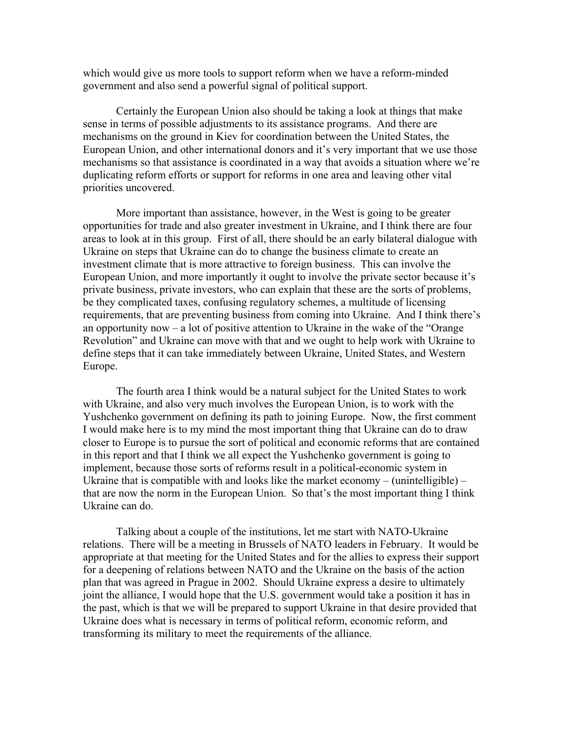which would give us more tools to support reform when we have a reform-minded government and also send a powerful signal of political support.

Certainly the European Union also should be taking a look at things that make sense in terms of possible adjustments to its assistance programs. And there are mechanisms on the ground in Kiev for coordination between the United States, the European Union, and other international donors and it's very important that we use those mechanisms so that assistance is coordinated in a way that avoids a situation where we're duplicating reform efforts or support for reforms in one area and leaving other vital priorities uncovered.

More important than assistance, however, in the West is going to be greater opportunities for trade and also greater investment in Ukraine, and I think there are four areas to look at in this group. First of all, there should be an early bilateral dialogue with Ukraine on steps that Ukraine can do to change the business climate to create an investment climate that is more attractive to foreign business. This can involve the European Union, and more importantly it ought to involve the private sector because it's private business, private investors, who can explain that these are the sorts of problems, be they complicated taxes, confusing regulatory schemes, a multitude of licensing requirements, that are preventing business from coming into Ukraine. And I think there's an opportunity now – a lot of positive attention to Ukraine in the wake of the "Orange Revolution" and Ukraine can move with that and we ought to help work with Ukraine to define steps that it can take immediately between Ukraine, United States, and Western Europe.

The fourth area I think would be a natural subject for the United States to work with Ukraine, and also very much involves the European Union, is to work with the Yushchenko government on defining its path to joining Europe. Now, the first comment I would make here is to my mind the most important thing that Ukraine can do to draw closer to Europe is to pursue the sort of political and economic reforms that are contained in this report and that I think we all expect the Yushchenko government is going to implement, because those sorts of reforms result in a political-economic system in Ukraine that is compatible with and looks like the market economy – (unintelligible) – that are now the norm in the European Union. So that's the most important thing I think Ukraine can do.

Talking about a couple of the institutions, let me start with NATO-Ukraine relations. There will be a meeting in Brussels of NATO leaders in February. It would be appropriate at that meeting for the United States and for the allies to express their support for a deepening of relations between NATO and the Ukraine on the basis of the action plan that was agreed in Prague in 2002. Should Ukraine express a desire to ultimately joint the alliance, I would hope that the U.S. government would take a position it has in the past, which is that we will be prepared to support Ukraine in that desire provided that Ukraine does what is necessary in terms of political reform, economic reform, and transforming its military to meet the requirements of the alliance.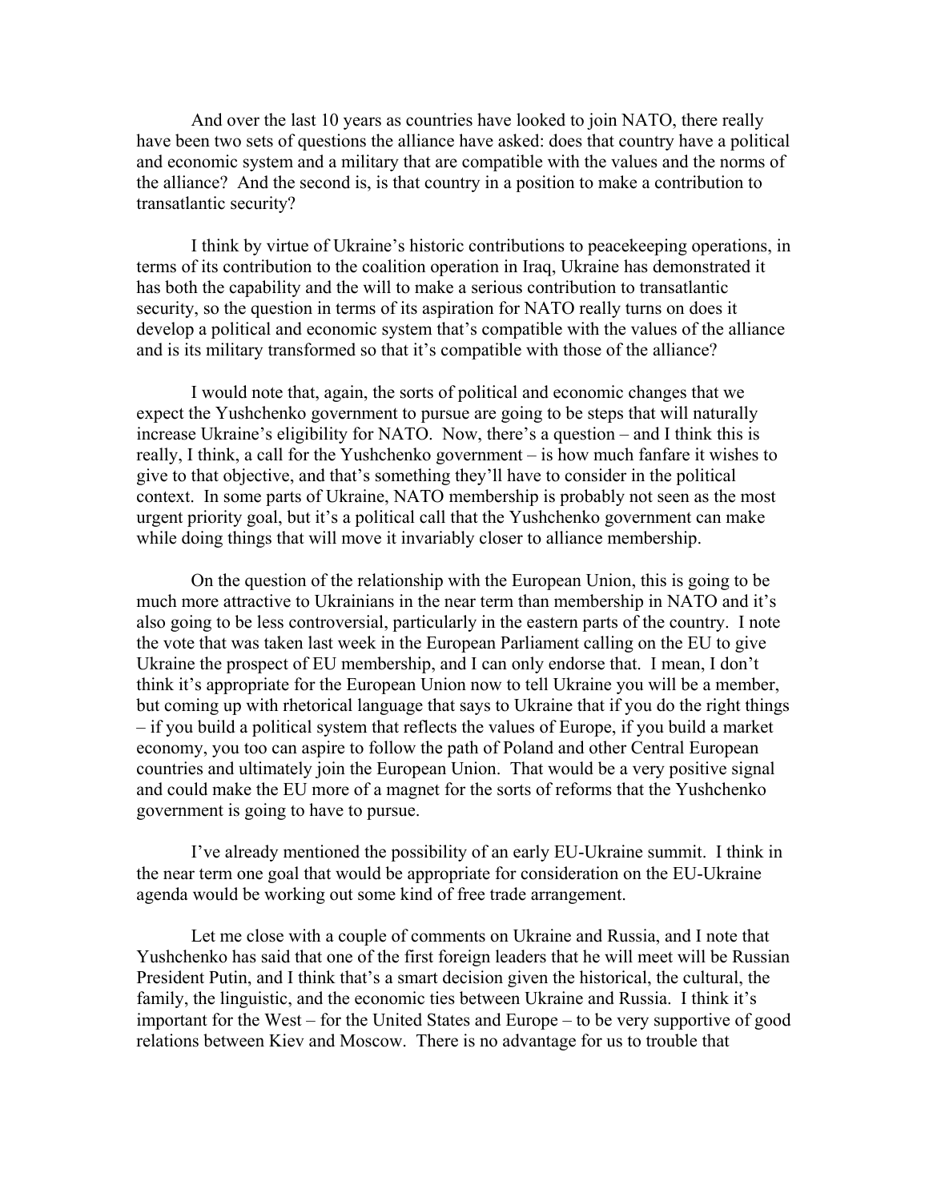And over the last 10 years as countries have looked to join NATO, there really have been two sets of questions the alliance have asked: does that country have a political and economic system and a military that are compatible with the values and the norms of the alliance? And the second is, is that country in a position to make a contribution to transatlantic security?

I think by virtue of Ukraine's historic contributions to peacekeeping operations, in terms of its contribution to the coalition operation in Iraq, Ukraine has demonstrated it has both the capability and the will to make a serious contribution to transatlantic security, so the question in terms of its aspiration for NATO really turns on does it develop a political and economic system that's compatible with the values of the alliance and is its military transformed so that it's compatible with those of the alliance?

I would note that, again, the sorts of political and economic changes that we expect the Yushchenko government to pursue are going to be steps that will naturally increase Ukraine's eligibility for NATO. Now, there's a question – and I think this is really, I think, a call for the Yushchenko government – is how much fanfare it wishes to give to that objective, and that's something they'll have to consider in the political context. In some parts of Ukraine, NATO membership is probably not seen as the most urgent priority goal, but it's a political call that the Yushchenko government can make while doing things that will move it invariably closer to alliance membership.

On the question of the relationship with the European Union, this is going to be much more attractive to Ukrainians in the near term than membership in NATO and it's also going to be less controversial, particularly in the eastern parts of the country. I note the vote that was taken last week in the European Parliament calling on the EU to give Ukraine the prospect of EU membership, and I can only endorse that. I mean, I don't think it's appropriate for the European Union now to tell Ukraine you will be a member, but coming up with rhetorical language that says to Ukraine that if you do the right things – if you build a political system that reflects the values of Europe, if you build a market economy, you too can aspire to follow the path of Poland and other Central European countries and ultimately join the European Union. That would be a very positive signal and could make the EU more of a magnet for the sorts of reforms that the Yushchenko government is going to have to pursue.

I've already mentioned the possibility of an early EU-Ukraine summit. I think in the near term one goal that would be appropriate for consideration on the EU-Ukraine agenda would be working out some kind of free trade arrangement.

Let me close with a couple of comments on Ukraine and Russia, and I note that Yushchenko has said that one of the first foreign leaders that he will meet will be Russian President Putin, and I think that's a smart decision given the historical, the cultural, the family, the linguistic, and the economic ties between Ukraine and Russia. I think it's important for the West – for the United States and Europe – to be very supportive of good relations between Kiev and Moscow. There is no advantage for us to trouble that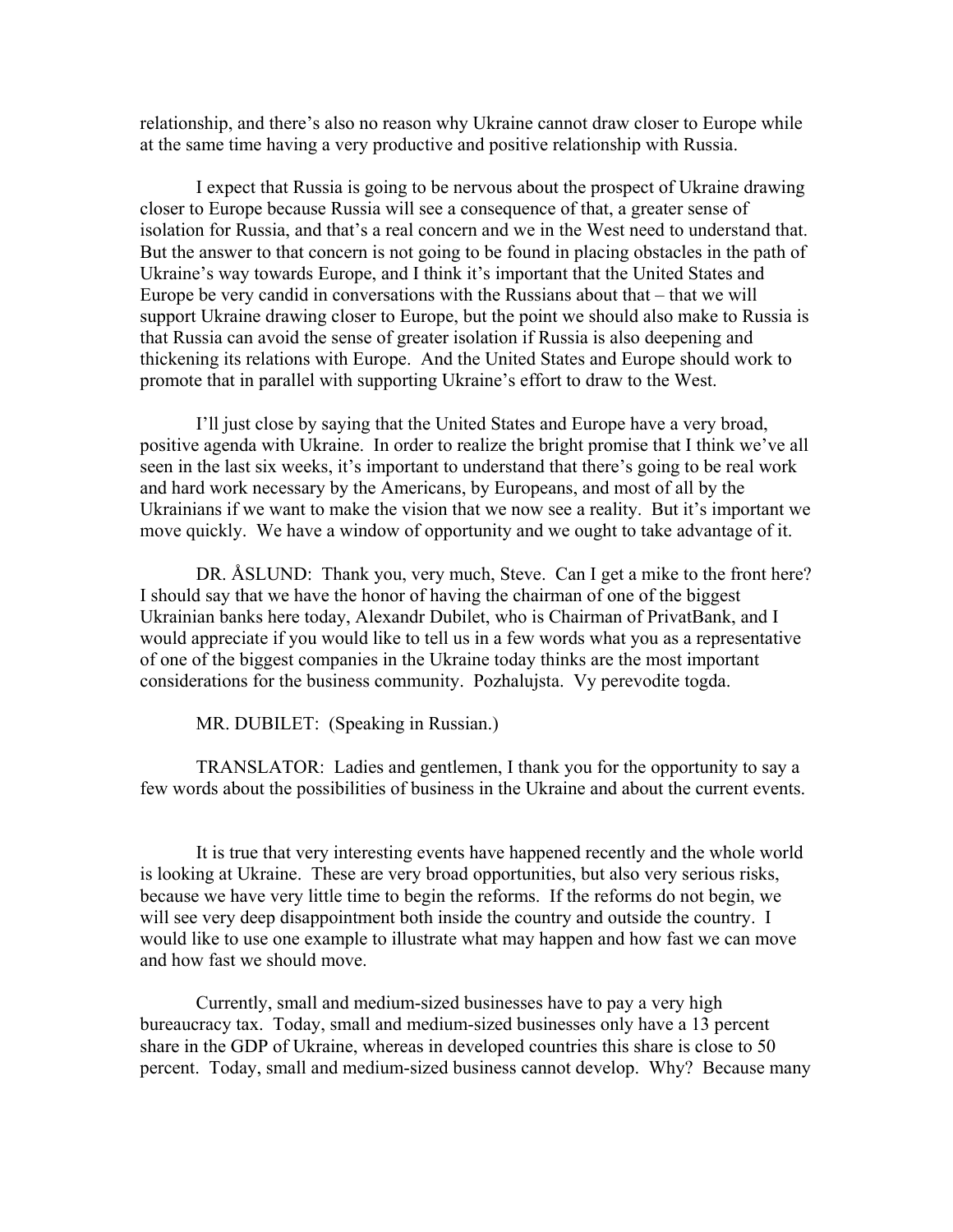relationship, and there's also no reason why Ukraine cannot draw closer to Europe while at the same time having a very productive and positive relationship with Russia.

I expect that Russia is going to be nervous about the prospect of Ukraine drawing closer to Europe because Russia will see a consequence of that, a greater sense of isolation for Russia, and that's a real concern and we in the West need to understand that. But the answer to that concern is not going to be found in placing obstacles in the path of Ukraine's way towards Europe, and I think it's important that the United States and Europe be very candid in conversations with the Russians about that – that we will support Ukraine drawing closer to Europe, but the point we should also make to Russia is that Russia can avoid the sense of greater isolation if Russia is also deepening and thickening its relations with Europe. And the United States and Europe should work to promote that in parallel with supporting Ukraine's effort to draw to the West.

I'll just close by saying that the United States and Europe have a very broad, positive agenda with Ukraine. In order to realize the bright promise that I think we've all seen in the last six weeks, it's important to understand that there's going to be real work and hard work necessary by the Americans, by Europeans, and most of all by the Ukrainians if we want to make the vision that we now see a reality. But it's important we move quickly. We have a window of opportunity and we ought to take advantage of it.

DR. ÅSLUND: Thank you, very much, Steve. Can I get a mike to the front here? I should say that we have the honor of having the chairman of one of the biggest Ukrainian banks here today, Alexandr Dubilet, who is Chairman of PrivatBank, and I would appreciate if you would like to tell us in a few words what you as a representative of one of the biggest companies in the Ukraine today thinks are the most important considerations for the business community. Pozhalujsta. Vy perevodite togda.

MR. DUBILET: (Speaking in Russian.)

TRANSLATOR: Ladies and gentlemen, I thank you for the opportunity to say a few words about the possibilities of business in the Ukraine and about the current events.

It is true that very interesting events have happened recently and the whole world is looking at Ukraine. These are very broad opportunities, but also very serious risks, because we have very little time to begin the reforms. If the reforms do not begin, we will see very deep disappointment both inside the country and outside the country. I would like to use one example to illustrate what may happen and how fast we can move and how fast we should move.

Currently, small and medium-sized businesses have to pay a very high bureaucracy tax. Today, small and medium-sized businesses only have a 13 percent share in the GDP of Ukraine, whereas in developed countries this share is close to 50 percent. Today, small and medium-sized business cannot develop. Why? Because many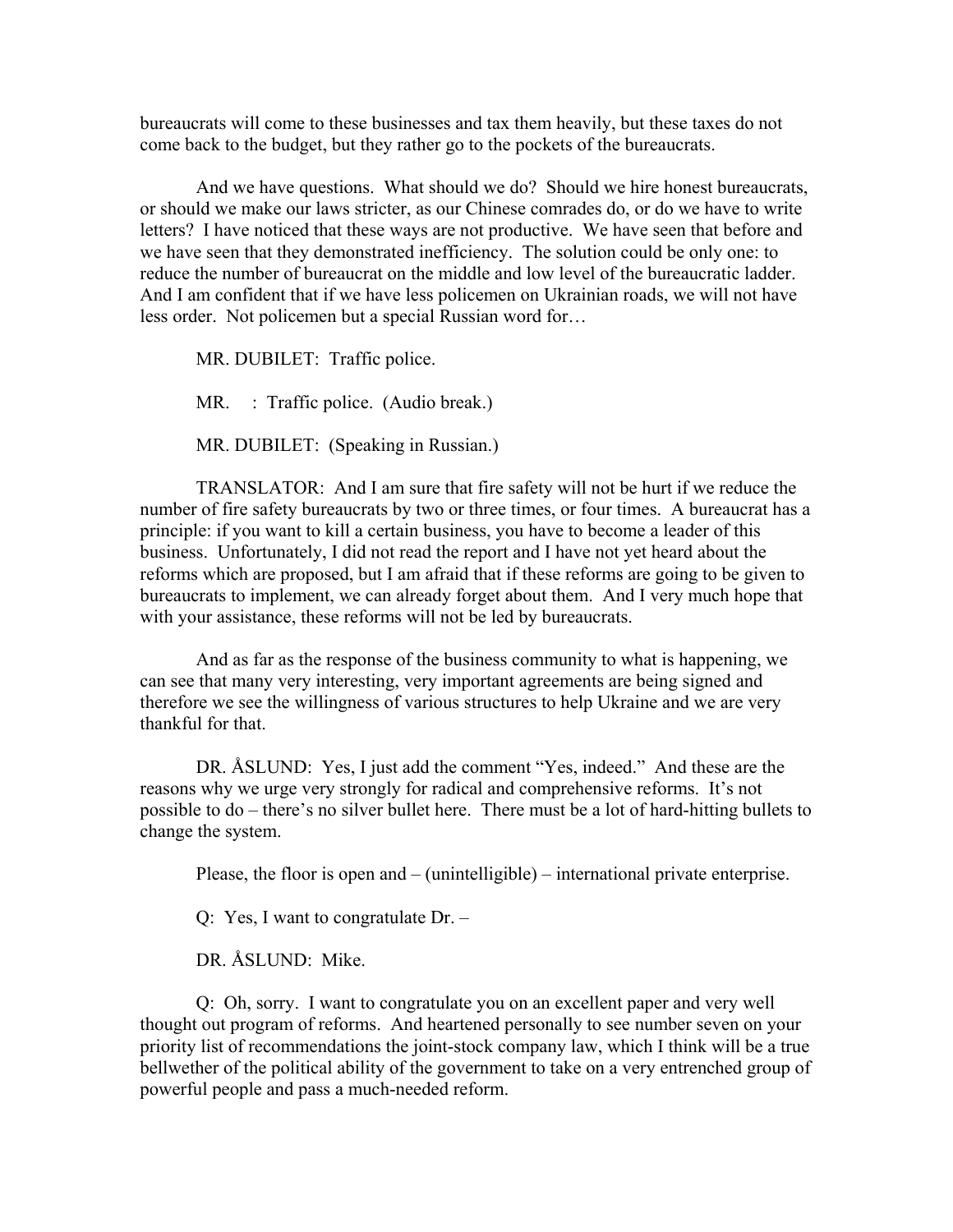bureaucrats will come to these businesses and tax them heavily, but these taxes do not come back to the budget, but they rather go to the pockets of the bureaucrats.

And we have questions. What should we do? Should we hire honest bureaucrats, or should we make our laws stricter, as our Chinese comrades do, or do we have to write letters? I have noticed that these ways are not productive. We have seen that before and we have seen that they demonstrated inefficiency. The solution could be only one: to reduce the number of bureaucrat on the middle and low level of the bureaucratic ladder. And I am confident that if we have less policemen on Ukrainian roads, we will not have less order. Not policemen but a special Russian word for…

MR. DUBILET: Traffic police.

MR.    : Traffic police. (Audio break.)

MR. DUBILET: (Speaking in Russian.)

TRANSLATOR: And I am sure that fire safety will not be hurt if we reduce the number of fire safety bureaucrats by two or three times, or four times. A bureaucrat has a principle: if you want to kill a certain business, you have to become a leader of this business. Unfortunately, I did not read the report and I have not yet heard about the reforms which are proposed, but I am afraid that if these reforms are going to be given to bureaucrats to implement, we can already forget about them. And I very much hope that with your assistance, these reforms will not be led by bureaucrats.

And as far as the response of the business community to what is happening, we can see that many very interesting, very important agreements are being signed and therefore we see the willingness of various structures to help Ukraine and we are very thankful for that.

DR. ÅSLUND: Yes, I just add the comment "Yes, indeed." And these are the reasons why we urge very strongly for radical and comprehensive reforms. It's not possible to do – there's no silver bullet here. There must be a lot of hard-hitting bullets to change the system.

Please, the floor is open and – (unintelligible) – international private enterprise.

Q: Yes, I want to congratulate Dr. –

DR. ÅSLUND: Mike.

Q: Oh, sorry. I want to congratulate you on an excellent paper and very well thought out program of reforms. And heartened personally to see number seven on your priority list of recommendations the joint-stock company law, which I think will be a true bellwether of the political ability of the government to take on a very entrenched group of powerful people and pass a much-needed reform.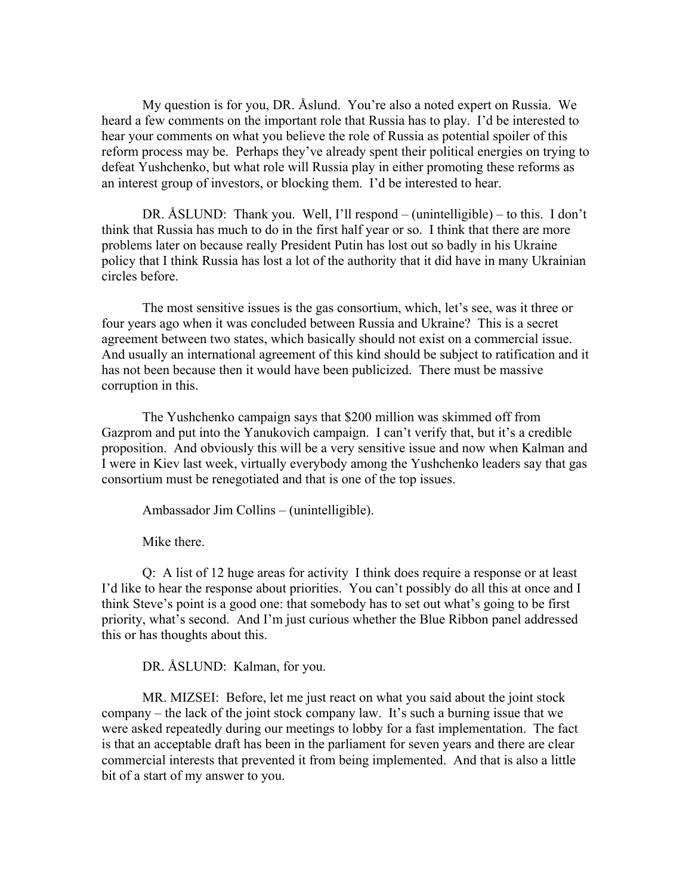My question is for you, DR. Åslund. You're also a noted expert on Russia. We heard a few comments on the important role that Russia has to play. I'd be interested to hear your comments on what you believe the role of Russia as potential spoiler of this reform process may be. Perhaps they've already spent their political energies on trying to defeat Yushchenko, but what role will Russia play in either promoting these reforms as an interest group of investors, or blocking them. I'd be interested to hear.

DR. ÅSLUND: Thank you. Well, I'll respond – (unintelligible) – to this. I don't think that Russia has much to do in the first half year or so. I think that there are more problems later on because really President Putin has lost out so badly in his Ukraine policy that I think Russia has lost a lot of the authority that it did have in many Ukrainian circles before.

The most sensitive issues is the gas consortium, which, let's see, was it three or four years ago when it was concluded between Russia and Ukraine? This is a secret agreement between two states, which basically should not exist on a commercial issue. And usually an international agreement of this kind should be subject to ratification and it has not been because then it would have been publicized. There must be massive corruption in this.

The Yushchenko campaign says that $200 million was skimmed off from Gazprom and put into the Yanukovich campaign. I can't verify that, but it's a credible proposition. And obviously this will be a very sensitive issue and now when Kalman and I were in Kiev last week, virtually everybody among the Yushchenko leaders say that gas consortium must be renegotiated and that is one of the top issues.

Ambassador Jim Collins – (unintelligible).

Mike there.

Q: A list of 12 huge areas for activity I think does require a response or at least I'd like to hear the response about priorities. You can't possibly do all this at once and I think Steve's point is a good one: that somebody has to set out what's going to be first priority, what's second. And I'm just curious whether the Blue Ribbon panel addressed this or has thoughts about this.

DR. ÅSLUND: Kalman, for you.

MR. MIZSEI: Before, let me just react on what you said about the joint stock company – the lack of the joint stock company law. It's such a burning issue that we were asked repeatedly during our meetings to lobby for a fast implementation. The fact is that an acceptable draft has been in the parliament for seven years and there are clear commercial interests that prevented it from being implemented. And that is also a little bit of a start of my answer to you.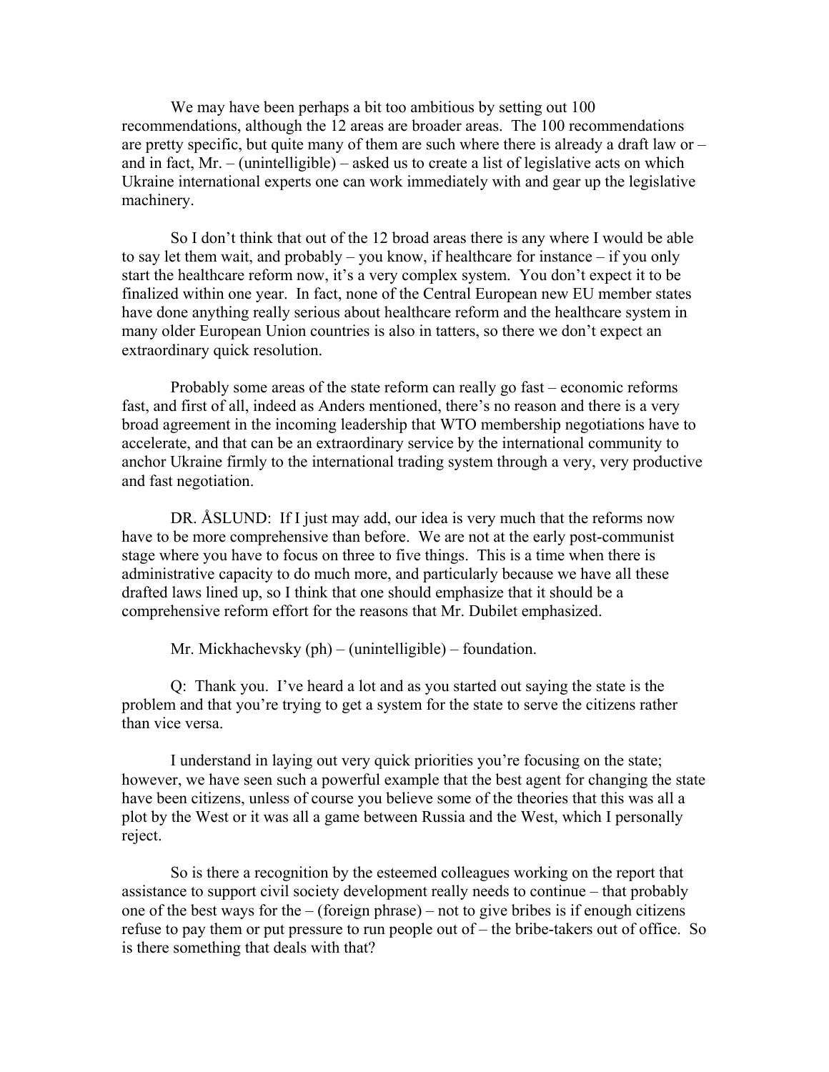We may have been perhaps a bit too ambitious by setting out 100 recommendations, although the 12 areas are broader areas. The 100 recommendations are pretty specific, but quite many of them are such where there is already a draft law or – and in fact, Mr. – (unintelligible) – asked us to create a list of legislative acts on which Ukraine international experts one can work immediately with and gear up the legislative machinery.

So I don't think that out of the 12 broad areas there is any where I would be able to say let them wait, and probably – you know, if healthcare for instance – if you only start the healthcare reform now, it's a very complex system. You don't expect it to be finalized within one year. In fact, none of the Central European new EU member states have done anything really serious about healthcare reform and the healthcare system in many older European Union countries is also in tatters, so there we don't expect an extraordinary quick resolution.

Probably some areas of the state reform can really go fast – economic reforms fast, and first of all, indeed as Anders mentioned, there's no reason and there is a very broad agreement in the incoming leadership that WTO membership negotiations have to accelerate, and that can be an extraordinary service by the international community to anchor Ukraine firmly to the international trading system through a very, very productive and fast negotiation.

DR. ÅSLUND: If I just may add, our idea is very much that the reforms now have to be more comprehensive than before. We are not at the early post-communist stage where you have to focus on three to five things. This is a time when there is administrative capacity to do much more, and particularly because we have all these drafted laws lined up, so I think that one should emphasize that it should be a comprehensive reform effort for the reasons that Mr. Dubilet emphasized.

Mr. Mickhachevsky (ph) – (unintelligible) – foundation.

Q: Thank you. I've heard a lot and as you started out saying the state is the problem and that you're trying to get a system for the state to serve the citizens rather than vice versa.

I understand in laying out very quick priorities you're focusing on the state; however, we have seen such a powerful example that the best agent for changing the state have been citizens, unless of course you believe some of the theories that this was all a plot by the West or it was all a game between Russia and the West, which I personally reject.

So is there a recognition by the esteemed colleagues working on the report that assistance to support civil society development really needs to continue – that probably one of the best ways for the – (foreign phrase) – not to give bribes is if enough citizens refuse to pay them or put pressure to run people out of – the bribe-takers out of office. So is there something that deals with that?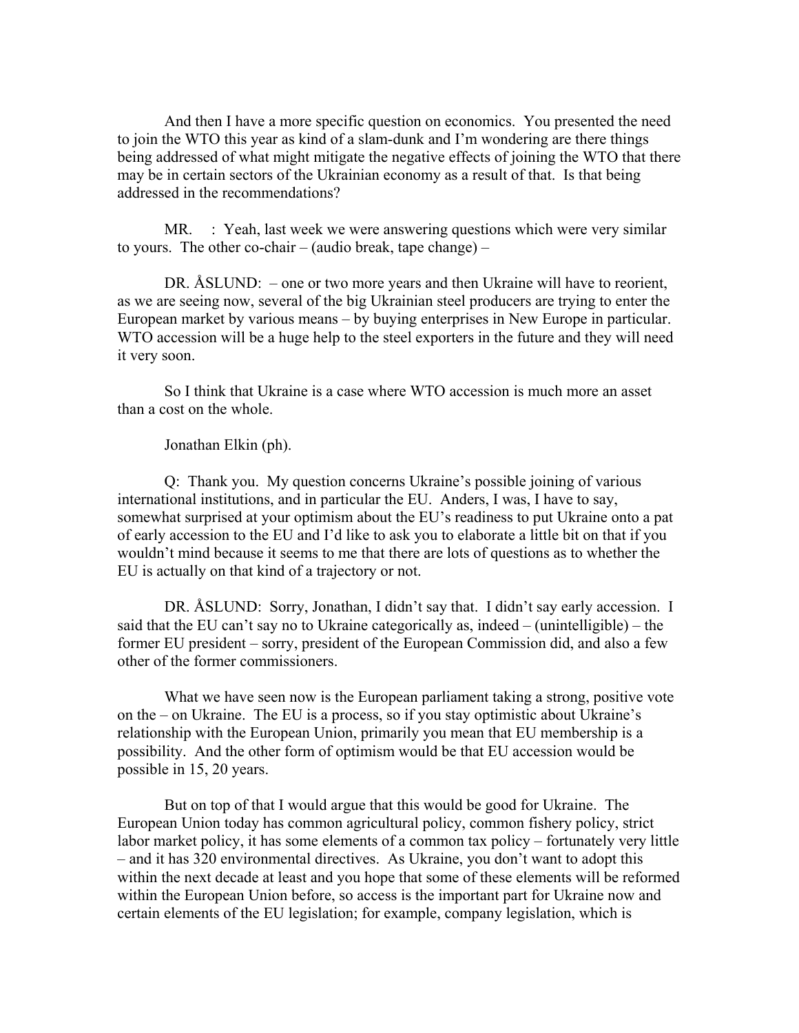And then I have a more specific question on economics. You presented the need to join the WTO this year as kind of a slam-dunk and I'm wondering are there things being addressed of what might mitigate the negative effects of joining the WTO that there may be in certain sectors of the Ukrainian economy as a result of that. Is that being addressed in the recommendations?

MR. : Yeah, last week we were answering questions which were very similar to yours. The other co-chair – (audio break, tape change) –

DR. ÅSLUND: – one or two more years and then Ukraine will have to reorient, as we are seeing now, several of the big Ukrainian steel producers are trying to enter the European market by various means – by buying enterprises in New Europe in particular. WTO accession will be a huge help to the steel exporters in the future and they will need it very soon.

So I think that Ukraine is a case where WTO accession is much more an asset than a cost on the whole.

Jonathan Elkin (ph).

Q: Thank you. My question concerns Ukraine's possible joining of various international institutions, and in particular the EU. Anders, I was, I have to say, somewhat surprised at your optimism about the EU's readiness to put Ukraine onto a pat of early accession to the EU and I'd like to ask you to elaborate a little bit on that if you wouldn't mind because it seems to me that there are lots of questions as to whether the EU is actually on that kind of a trajectory or not.

DR. ÅSLUND: Sorry, Jonathan, I didn't say that. I didn't say early accession. I said that the EU can't say no to Ukraine categorically as, indeed – (unintelligible) – the former EU president – sorry, president of the European Commission did, and also a few other of the former commissioners.

What we have seen now is the European parliament taking a strong, positive vote on the – on Ukraine. The EU is a process, so if you stay optimistic about Ukraine's relationship with the European Union, primarily you mean that EU membership is a possibility. And the other form of optimism would be that EU accession would be possible in 15, 20 years.

But on top of that I would argue that this would be good for Ukraine. The European Union today has common agricultural policy, common fishery policy, strict labor market policy, it has some elements of a common tax policy – fortunately very little – and it has 320 environmental directives. As Ukraine, you don't want to adopt this within the next decade at least and you hope that some of these elements will be reformed within the European Union before, so access is the important part for Ukraine now and certain elements of the EU legislation; for example, company legislation, which is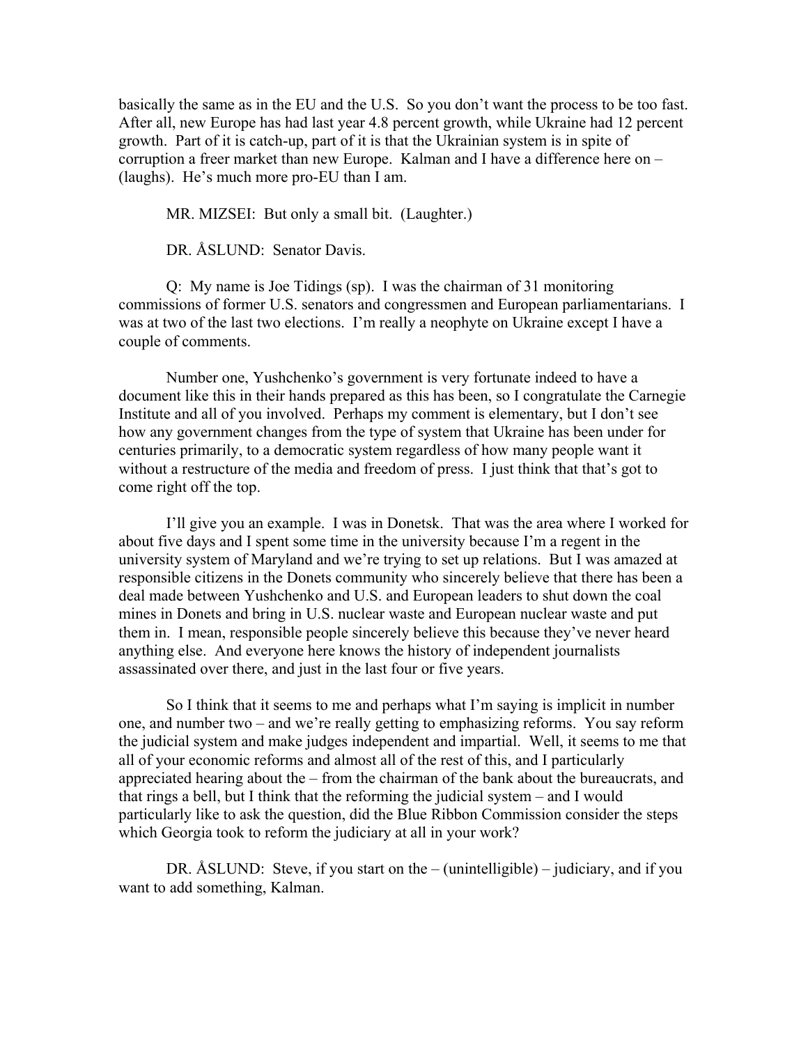basically the same as in the EU and the U.S. So you don't want the process to be too fast. After all, new Europe has had last year 4.8 percent growth, while Ukraine had 12 percent growth. Part of it is catch-up, part of it is that the Ukrainian system is in spite of corruption a freer market than new Europe. Kalman and I have a difference here on – (laughs). He's much more pro-EU than I am.

MR. MIZSEI: But only a small bit. (Laughter.)

DR. ÅSLUND: Senator Davis.

Q: My name is Joe Tidings (sp). I was the chairman of 31 monitoring commissions of former U.S. senators and congressmen and European parliamentarians. I was at two of the last two elections. I'm really a neophyte on Ukraine except I have a couple of comments.

Number one, Yushchenko's government is very fortunate indeed to have a document like this in their hands prepared as this has been, so I congratulate the Carnegie Institute and all of you involved. Perhaps my comment is elementary, but I don't see how any government changes from the type of system that Ukraine has been under for centuries primarily, to a democratic system regardless of how many people want it without a restructure of the media and freedom of press. I just think that that's got to come right off the top.

I'll give you an example. I was in Donetsk. That was the area where I worked for about five days and I spent some time in the university because I'm a regent in the university system of Maryland and we're trying to set up relations. But I was amazed at responsible citizens in the Donets community who sincerely believe that there has been a deal made between Yushchenko and U.S. and European leaders to shut down the coal mines in Donets and bring in U.S. nuclear waste and European nuclear waste and put them in. I mean, responsible people sincerely believe this because they've never heard anything else. And everyone here knows the history of independent journalists assassinated over there, and just in the last four or five years.

So I think that it seems to me and perhaps what I'm saying is implicit in number one, and number two – and we're really getting to emphasizing reforms. You say reform the judicial system and make judges independent and impartial. Well, it seems to me that all of your economic reforms and almost all of the rest of this, and I particularly appreciated hearing about the – from the chairman of the bank about the bureaucrats, and that rings a bell, but I think that the reforming the judicial system – and I would particularly like to ask the question, did the Blue Ribbon Commission consider the steps which Georgia took to reform the judiciary at all in your work?

DR. ÅSLUND: Steve, if you start on the – (unintelligible) – judiciary, and if you want to add something, Kalman.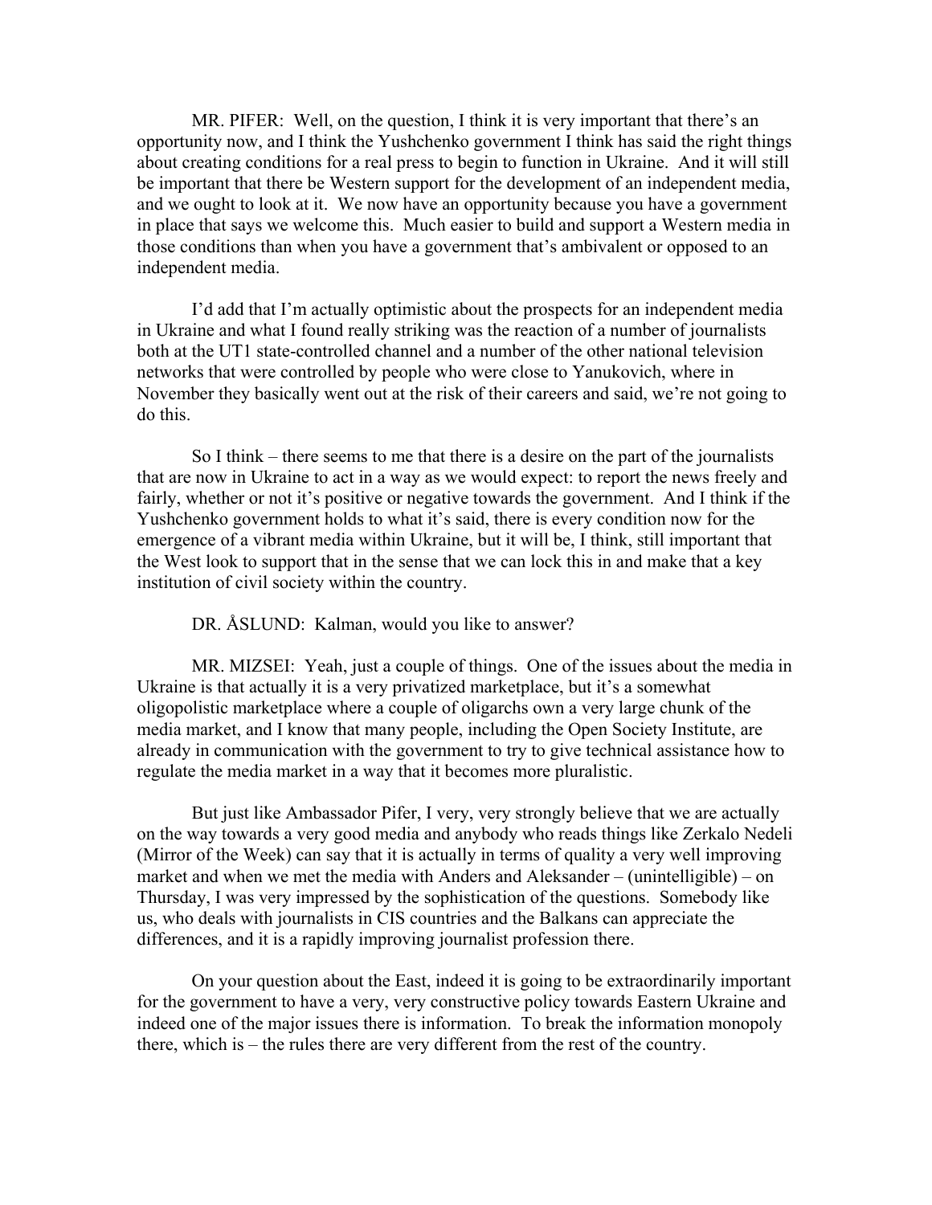MR. PIFER: Well, on the question, I think it is very important that there's an opportunity now, and I think the Yushchenko government I think has said the right things about creating conditions for a real press to begin to function in Ukraine. And it will still be important that there be Western support for the development of an independent media, and we ought to look at it. We now have an opportunity because you have a government in place that says we welcome this. Much easier to build and support a Western media in those conditions than when you have a government that's ambivalent or opposed to an independent media.

I'd add that I'm actually optimistic about the prospects for an independent media in Ukraine and what I found really striking was the reaction of a number of journalists both at the UT1 state-controlled channel and a number of the other national television networks that were controlled by people who were close to Yanukovich, where in November they basically went out at the risk of their careers and said, we're not going to do this.

So I think – there seems to me that there is a desire on the part of the journalists that are now in Ukraine to act in a way as we would expect: to report the news freely and fairly, whether or not it's positive or negative towards the government. And I think if the Yushchenko government holds to what it's said, there is every condition now for the emergence of a vibrant media within Ukraine, but it will be, I think, still important that the West look to support that in the sense that we can lock this in and make that a key institution of civil society within the country.

DR. ÅSLUND: Kalman, would you like to answer?

MR. MIZSEI: Yeah, just a couple of things. One of the issues about the media in Ukraine is that actually it is a very privatized marketplace, but it's a somewhat oligopolistic marketplace where a couple of oligarchs own a very large chunk of the media market, and I know that many people, including the Open Society Institute, are already in communication with the government to try to give technical assistance how to regulate the media market in a way that it becomes more pluralistic.

But just like Ambassador Pifer, I very, very strongly believe that we are actually on the way towards a very good media and anybody who reads things like Zerkalo Nedeli (Mirror of the Week) can say that it is actually in terms of quality a very well improving market and when we met the media with Anders and Aleksander – (unintelligible) – on Thursday, I was very impressed by the sophistication of the questions. Somebody like us, who deals with journalists in CIS countries and the Balkans can appreciate the differences, and it is a rapidly improving journalist profession there.

On your question about the East, indeed it is going to be extraordinarily important for the government to have a very, very constructive policy towards Eastern Ukraine and indeed one of the major issues there is information. To break the information monopoly there, which is – the rules there are very different from the rest of the country.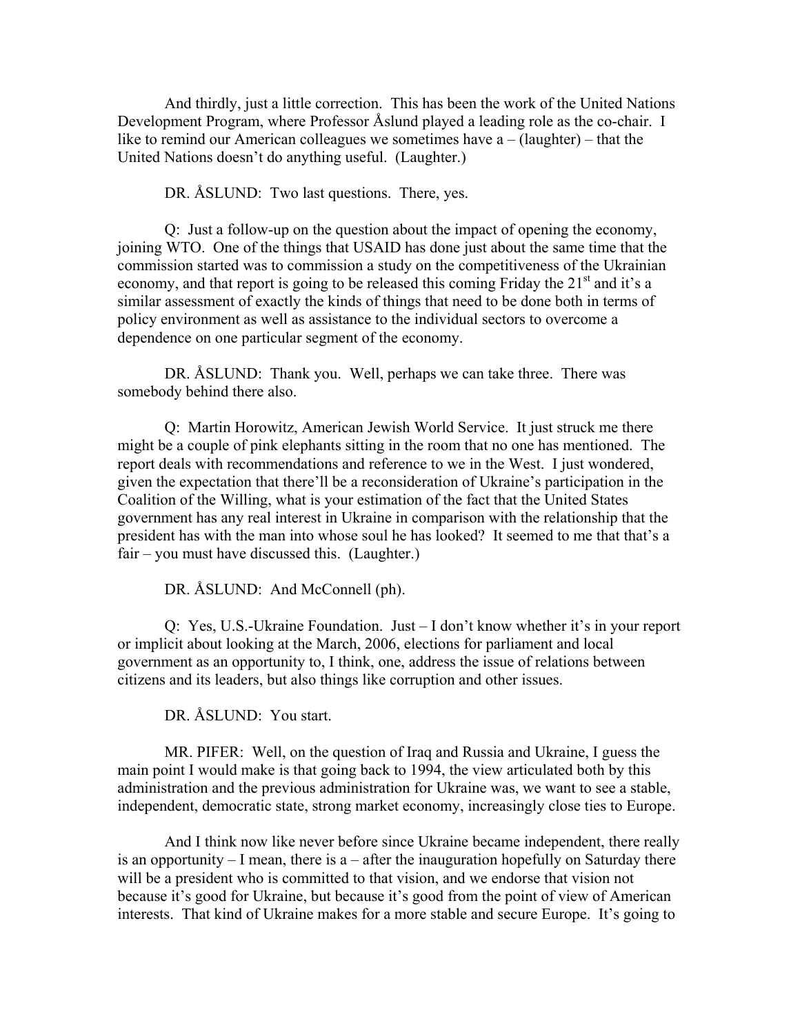And thirdly, just a little correction. This has been the work of the United Nations Development Program, where Professor Åslund played a leading role as the co-chair. I like to remind our American colleagues we sometimes have a – (laughter) – that the United Nations doesn't do anything useful. (Laughter.)

DR. ÅSLUND: Two last questions. There, yes.

Q: Just a follow-up on the question about the impact of opening the economy, joining WTO. One of the things that USAID has done just about the same time that the commission started was to commission a study on the competitiveness of the Ukrainian economy, and that report is going to be released this coming Friday the 21st and it's a similar assessment of exactly the kinds of things that need to be done both in terms of policy environment as well as assistance to the individual sectors to overcome a dependence on one particular segment of the economy.

DR. ÅSLUND: Thank you. Well, perhaps we can take three. There was somebody behind there also.

Q: Martin Horowitz, American Jewish World Service. It just struck me there might be a couple of pink elephants sitting in the room that no one has mentioned. The report deals with recommendations and reference to we in the West. I just wondered, given the expectation that there'll be a reconsideration of Ukraine's participation in the Coalition of the Willing, what is your estimation of the fact that the United States government has any real interest in Ukraine in comparison with the relationship that the president has with the man into whose soul he has looked? It seemed to me that that's a fair – you must have discussed this. (Laughter.)

DR. ÅSLUND: And McConnell (ph).

Q: Yes, U.S.-Ukraine Foundation. Just – I don't know whether it's in your report or implicit about looking at the March, 2006, elections for parliament and local government as an opportunity to, I think, one, address the issue of relations between citizens and its leaders, but also things like corruption and other issues.

DR. ÅSLUND: You start.

MR. PIFER: Well, on the question of Iraq and Russia and Ukraine, I guess the main point I would make is that going back to 1994, the view articulated both by this administration and the previous administration for Ukraine was, we want to see a stable, independent, democratic state, strong market economy, increasingly close ties to Europe.

And I think now like never before since Ukraine became independent, there really is an opportunity – I mean, there is a – after the inauguration hopefully on Saturday there will be a president who is committed to that vision, and we endorse that vision not because it's good for Ukraine, but because it's good from the point of view of American interests. That kind of Ukraine makes for a more stable and secure Europe. It's going to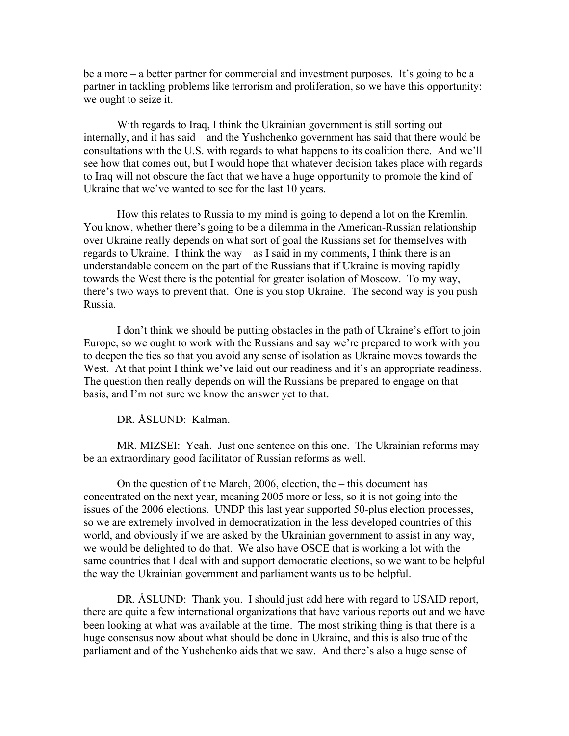be a more – a better partner for commercial and investment purposes. It's going to be a partner in tackling problems like terrorism and proliferation, so we have this opportunity: we ought to seize it.

With regards to Iraq, I think the Ukrainian government is still sorting out internally, and it has said – and the Yushchenko government has said that there would be consultations with the U.S. with regards to what happens to its coalition there. And we'll see how that comes out, but I would hope that whatever decision takes place with regards to Iraq will not obscure the fact that we have a huge opportunity to promote the kind of Ukraine that we've wanted to see for the last 10 years.

How this relates to Russia to my mind is going to depend a lot on the Kremlin. You know, whether there's going to be a dilemma in the American-Russian relationship over Ukraine really depends on what sort of goal the Russians set for themselves with regards to Ukraine. I think the way – as I said in my comments, I think there is an understandable concern on the part of the Russians that if Ukraine is moving rapidly towards the West there is the potential for greater isolation of Moscow. To my way, there's two ways to prevent that. One is you stop Ukraine. The second way is you push Russia.

I don't think we should be putting obstacles in the path of Ukraine's effort to join Europe, so we ought to work with the Russians and say we're prepared to work with you to deepen the ties so that you avoid any sense of isolation as Ukraine moves towards the West. At that point I think we've laid out our readiness and it's an appropriate readiness. The question then really depends on will the Russians be prepared to engage on that basis, and I'm not sure we know the answer yet to that.

DR. ÅSLUND: Kalman.

MR. MIZSEI: Yeah. Just one sentence on this one. The Ukrainian reforms may be an extraordinary good facilitator of Russian reforms as well.

On the question of the March, 2006, election, the – this document has concentrated on the next year, meaning 2005 more or less, so it is not going into the issues of the 2006 elections. UNDP this last year supported 50-plus election processes, so we are extremely involved in democratization in the less developed countries of this world, and obviously if we are asked by the Ukrainian government to assist in any way, we would be delighted to do that. We also have OSCE that is working a lot with the same countries that I deal with and support democratic elections, so we want to be helpful the way the Ukrainian government and parliament wants us to be helpful.

DR. ÅSLUND: Thank you. I should just add here with regard to USAID report, there are quite a few international organizations that have various reports out and we have been looking at what was available at the time. The most striking thing is that there is a huge consensus now about what should be done in Ukraine, and this is also true of the parliament and of the Yushchenko aids that we saw. And there's also a huge sense of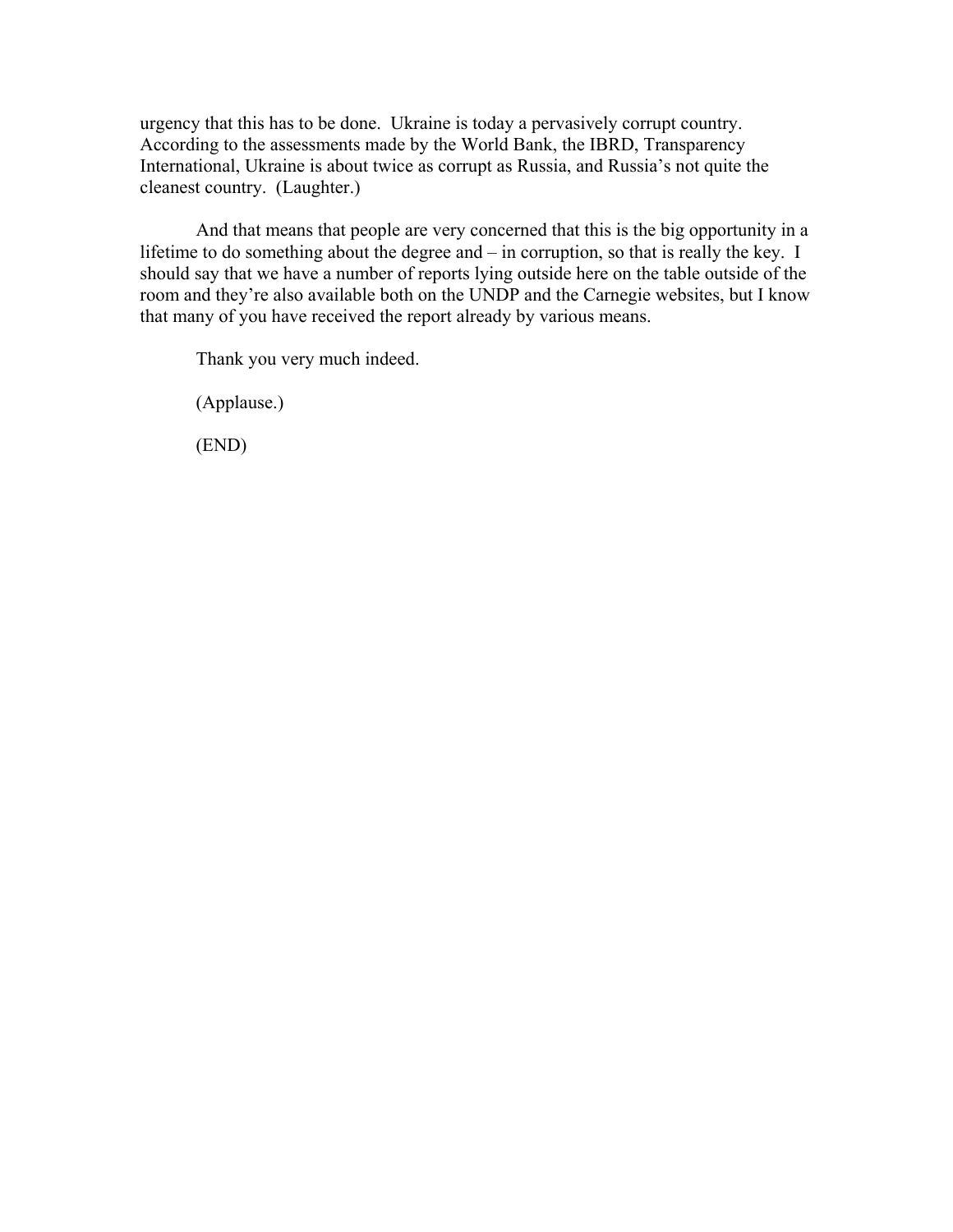urgency that this has to be done. Ukraine is today a pervasively corrupt country. According to the assessments made by the World Bank, the IBRD, Transparency International, Ukraine is about twice as corrupt as Russia, and Russia's not quite the cleanest country. (Laughter.)

And that means that people are very concerned that this is the big opportunity in a lifetime to do something about the degree and – in corruption, so that is really the key. I should say that we have a number of reports lying outside here on the table outside of the room and they're also available both on the UNDP and the Carnegie websites, but I know that many of you have received the report already by various means.

Thank you very much indeed.

(Applause.)

(END)